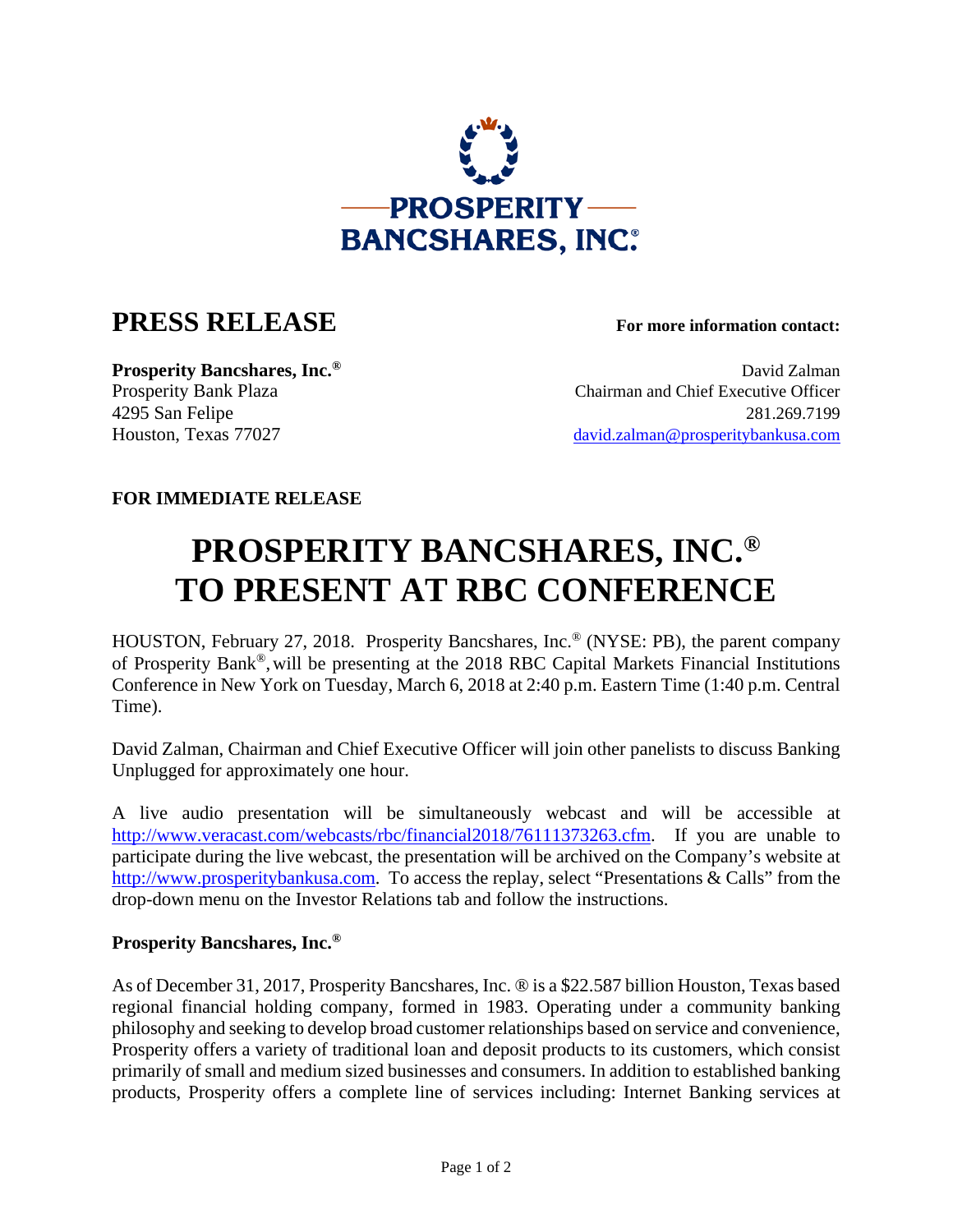PROSPERITY BANCSHARES, INC.®

# PRESS RELEASE

**For more information contact:**

**Prosperity Bancshares, Inc.®**
Prosperity Bank Plaza
4295 San Felipe
Houston, Texas 77027

David Zalman
Chairman and Chief Executive Officer
281.269.7199
david.zalman@prosperitybankusa.com

**FOR IMMEDIATE RELEASE**

# PROSPERITY BANCSHARES, INC.® TO PRESENT AT RBC CONFERENCE

HOUSTON, February 27, 2018. Prosperity Bancshares, Inc.® (NYSE: PB), the parent company of Prosperity Bank®, will be presenting at the 2018 RBC Capital Markets Financial Institutions Conference in New York on Tuesday, March 6, 2018 at 2:40 p.m. Eastern Time (1:40 p.m. Central Time).

David Zalman, Chairman and Chief Executive Officer will join other panelists to discuss Banking Unplugged for approximately one hour.

A live audio presentation will be simultaneously webcast and will be accessible at http://www.veracast.com/webcasts/rbc/financial2018/76111373263.cfm. If you are unable to participate during the live webcast, the presentation will be archived on the Company's website at http://www.prosperitybankusa.com. To access the replay, select "Presentations & Calls" from the drop-down menu on the Investor Relations tab and follow the instructions.

**Prosperity Bancshares, Inc.®**

As of December 31, 2017, Prosperity Bancshares, Inc. ® is a $22.587 billion Houston, Texas based regional financial holding company, formed in 1983. Operating under a community banking philosophy and seeking to develop broad customer relationships based on service and convenience, Prosperity offers a variety of traditional loan and deposit products to its customers, which consist primarily of small and medium sized businesses and consumers. In addition to established banking products, Prosperity offers a complete line of services including: Internet Banking services at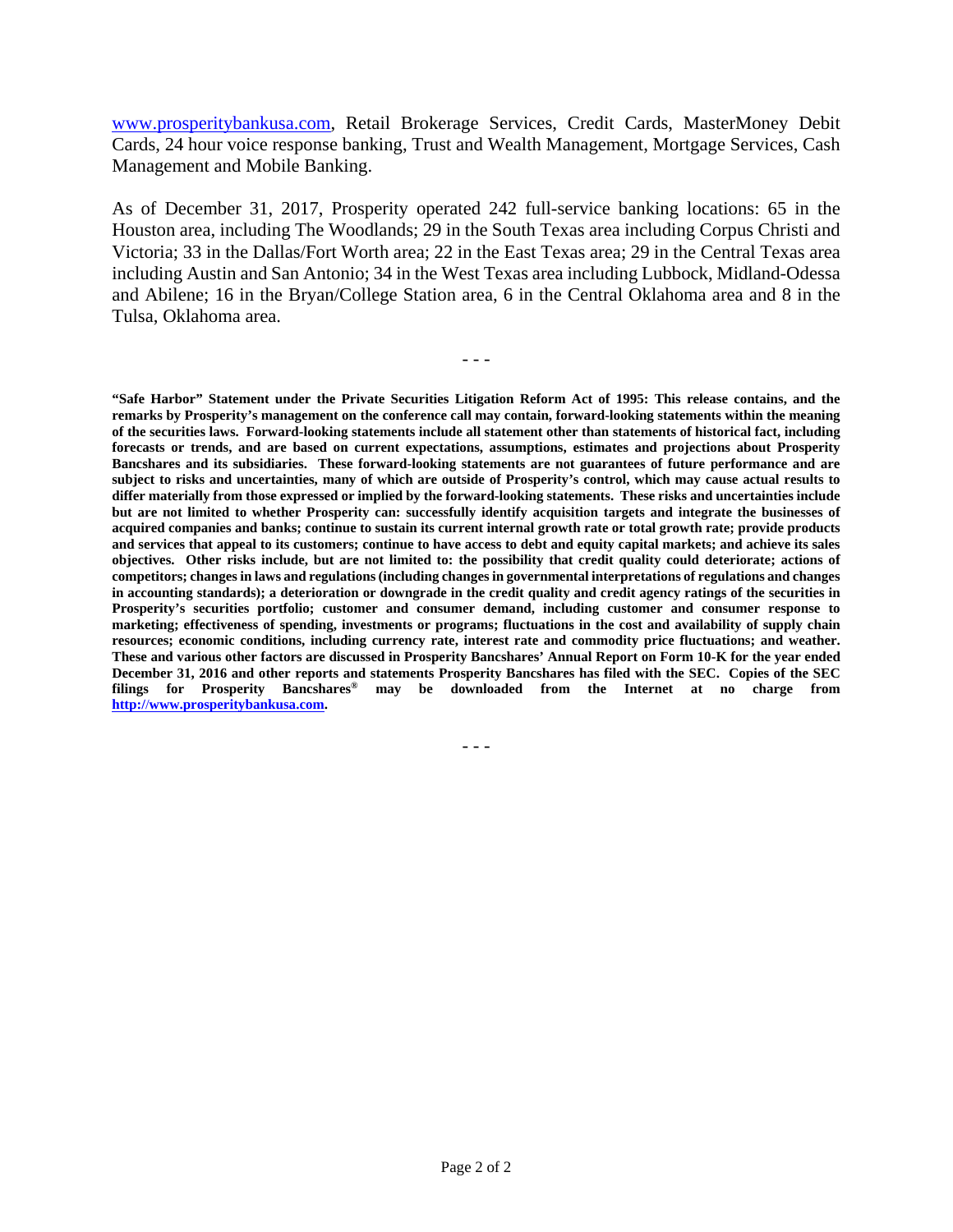www.prosperitybankusa.com, Retail Brokerage Services, Credit Cards, MasterMoney Debit Cards, 24 hour voice response banking, Trust and Wealth Management, Mortgage Services, Cash Management and Mobile Banking.

As of December 31, 2017, Prosperity operated 242 full-service banking locations: 65 in the Houston area, including The Woodlands; 29 in the South Texas area including Corpus Christi and Victoria; 33 in the Dallas/Fort Worth area; 22 in the East Texas area; 29 in the Central Texas area including Austin and San Antonio; 34 in the West Texas area including Lubbock, Midland-Odessa and Abilene; 16 in the Bryan/College Station area, 6 in the Central Oklahoma area and 8 in the Tulsa, Oklahoma area.

- - -

**"Safe Harbor" Statement under the Private Securities Litigation Reform Act of 1995: This release contains, and the remarks by Prosperity's management on the conference call may contain, forward-looking statements within the meaning of the securities laws. Forward-looking statements include all statement other than statements of historical fact, including forecasts or trends, and are based on current expectations, assumptions, estimates and projections about Prosperity Bancshares and its subsidiaries. These forward-looking statements are not guarantees of future performance and are subject to risks and uncertainties, many of which are outside of Prosperity's control, which may cause actual results to differ materially from those expressed or implied by the forward-looking statements. These risks and uncertainties include but are not limited to whether Prosperity can: successfully identify acquisition targets and integrate the businesses of acquired companies and banks; continue to sustain its current internal growth rate or total growth rate; provide products and services that appeal to its customers; continue to have access to debt and equity capital markets; and achieve its sales objectives. Other risks include, but are not limited to: the possibility that credit quality could deteriorate; actions of competitors; changes in laws and regulations (including changes in governmental interpretations of regulations and changes in accounting standards); a deterioration or downgrade in the credit quality and credit agency ratings of the securities in Prosperity's securities portfolio; customer and consumer demand, including customer and consumer response to marketing; effectiveness of spending, investments or programs; fluctuations in the cost and availability of supply chain resources; economic conditions, including currency rate, interest rate and commodity price fluctuations; and weather. These and various other factors are discussed in Prosperity Bancshares' Annual Report on Form 10-K for the year ended December 31, 2016 and other reports and statements Prosperity Bancshares has filed with the SEC. Copies of the SEC filings for Prosperity Bancshares® may be downloaded from the Internet at no charge from http://www.prosperitybankusa.com.**

- - -